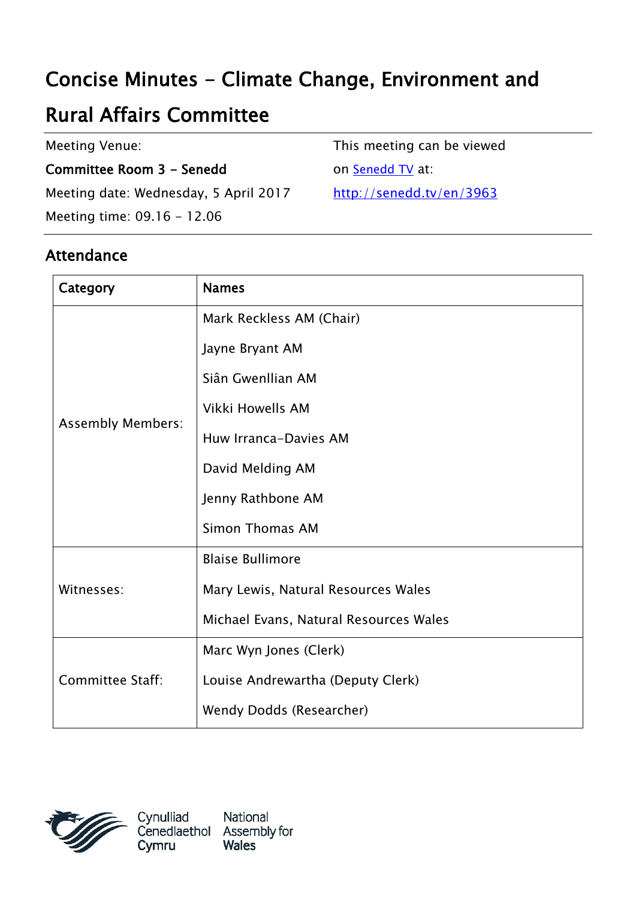# Concise Minutes - Climate Change, Environment and Rural Affairs Committee

Meeting Venue:

**Committee Room 3 - Senedd**

Meeting date: Wednesday, 5 April 2017

Meeting time: 09.16 - 12.06

This meeting can be viewed on [Senedd TV](http://senedd.tv/en/3963) at:

http://senedd.tv/en/3963

## Attendance

| Category | Names |
|---|---|
| Assembly Members: | Mark Reckless AM (Chair)<br>Jayne Bryant AM<br>Siân Gwenllian AM<br>Vikki Howells AM<br>Huw Irranca-Davies AM<br>David Melding AM<br>Jenny Rathbone AM<br>Simon Thomas AM |
| Witnesses: | Blaise Bullimore<br>Mary Lewis, Natural Resources Wales<br>Michael Evans, Natural Resources Wales |
| Committee Staff: | Marc Wyn Jones (Clerk)<br>Louise Andrewartha (Deputy Clerk)<br>Wendy Dodds (Researcher) |

Cynulliad Cenedlaethol Cymru

National Assembly for Wales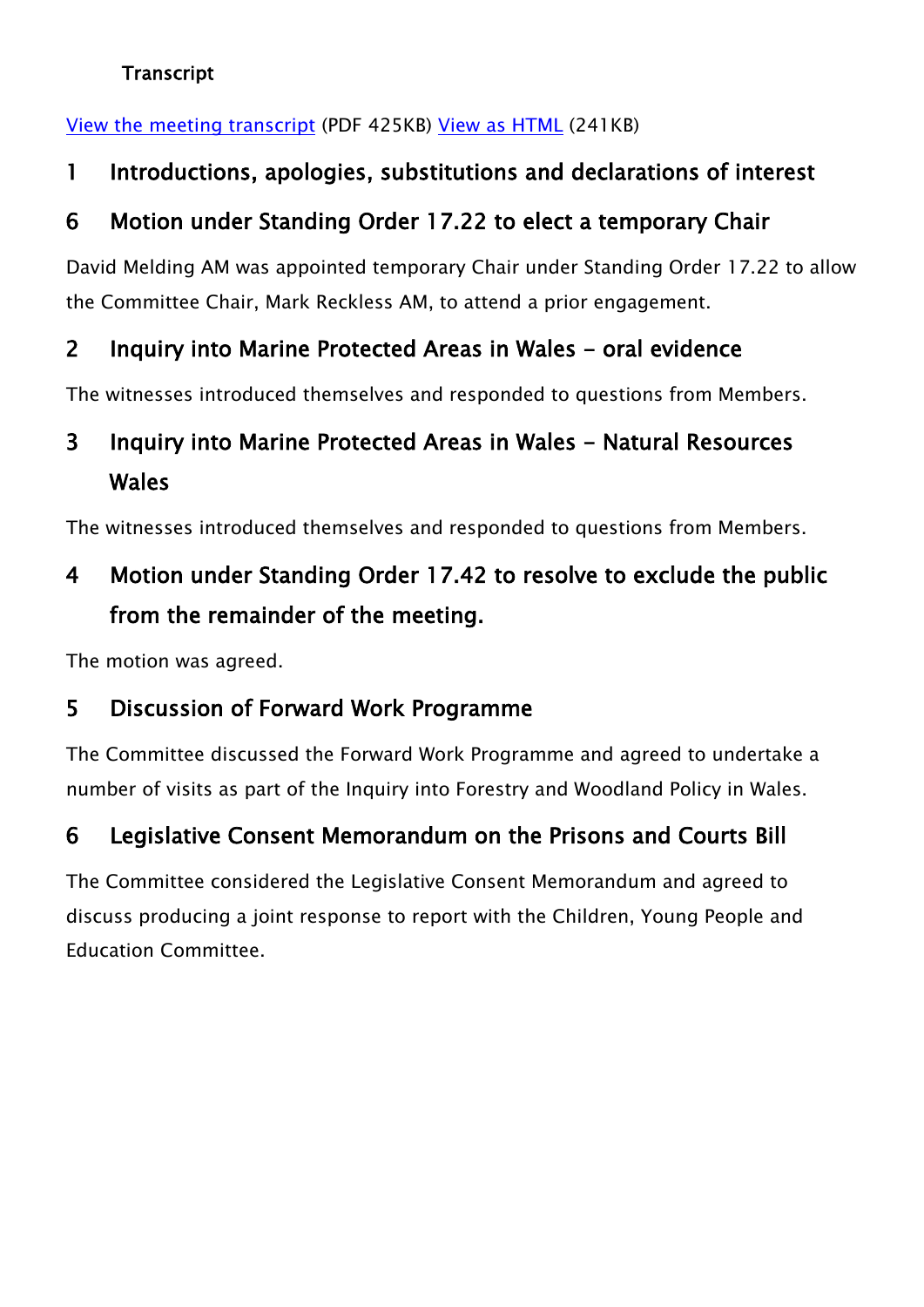**Transcript**

View the meeting transcript (PDF 425KB) View as HTML (241KB)

## 1 Introductions, apologies, substitutions and declarations of interest

## 6 Motion under Standing Order 17.22 to elect a temporary Chair

David Melding AM was appointed temporary Chair under Standing Order 17.22 to allow the Committee Chair, Mark Reckless AM, to attend a prior engagement.

## 2 Inquiry into Marine Protected Areas in Wales - oral evidence

The witnesses introduced themselves and responded to questions from Members.

## 3 Inquiry into Marine Protected Areas in Wales - Natural Resources Wales

The witnesses introduced themselves and responded to questions from Members.

## 4 Motion under Standing Order 17.42 to resolve to exclude the public from the remainder of the meeting.

The motion was agreed.

## 5 Discussion of Forward Work Programme

The Committee discussed the Forward Work Programme and agreed to undertake a number of visits as part of the Inquiry into Forestry and Woodland Policy in Wales.

## 6 Legislative Consent Memorandum on the Prisons and Courts Bill

The Committee considered the Legislative Consent Memorandum and agreed to discuss producing a joint response to report with the Children, Young People and Education Committee.